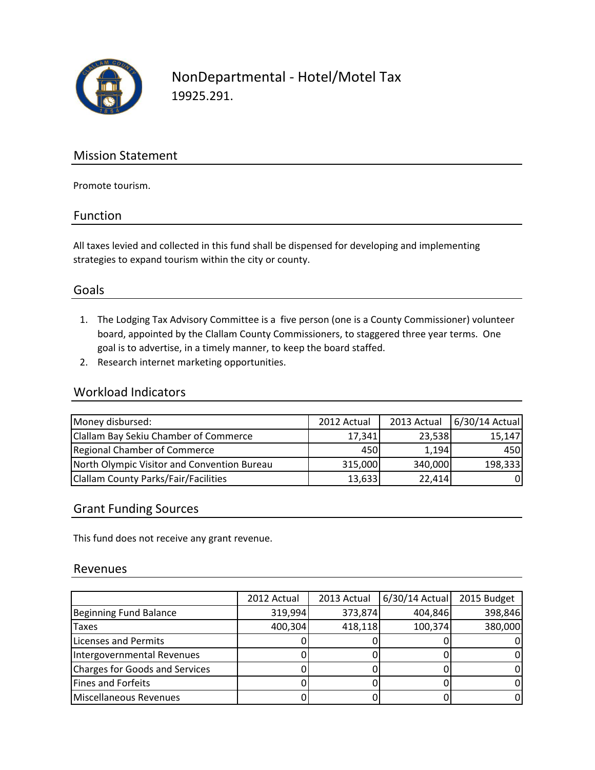# NonDepartmental - Hotel/Motel Tax

19925.291.

## Mission Statement

Promote tourism.

## Function

All taxes levied and collected in this fund shall be dispensed for developing and implementing strategies to expand tourism within the city or county.

## Goals

1. The Lodging Tax Advisory Committee is a five person (one is a County Commissioner) volunteer board, appointed by the Clallam County Commissioners, to staggered three year terms. One goal is to advertise, in a timely manner, to keep the board staffed.
2. Research internet marketing opportunities.

## Workload Indicators

| Money disbursed: | 2012 Actual | 2013 Actual | 6/30/14 Actual |
|---|---|---|---|
| Clallam Bay Sekiu Chamber of Commerce | 17,341 | 23,538 | 15,147 |
| Regional Chamber of Commerce | 450 | 1,194 | 450 |
| North Olympic Visitor and Convention Bureau | 315,000 | 340,000 | 198,333 |
| Clallam County Parks/Fair/Facilities | 13,633 | 22,414 | 0 |

## Grant Funding Sources

This fund does not receive any grant revenue.

## Revenues

| | 2012 Actual | 2013 Actual | 6/30/14 Actual | 2015 Budget |
|---|---|---|---|---|
| Beginning Fund Balance | 319,994 | 373,874 | 404,846 | 398,846 |
| Taxes | 400,304 | 418,118 | 100,374 | 380,000 |
| Licenses and Permits | 0 | 0 | 0 | 0 |
| Intergovernmental Revenues | 0 | 0 | 0 | 0 |
| Charges for Goods and Services | 0 | 0 | 0 | 0 |
| Fines and Forfeits | 0 | 0 | 0 | 0 |
| Miscellaneous Revenues | 0 | 0 | 0 | 0 |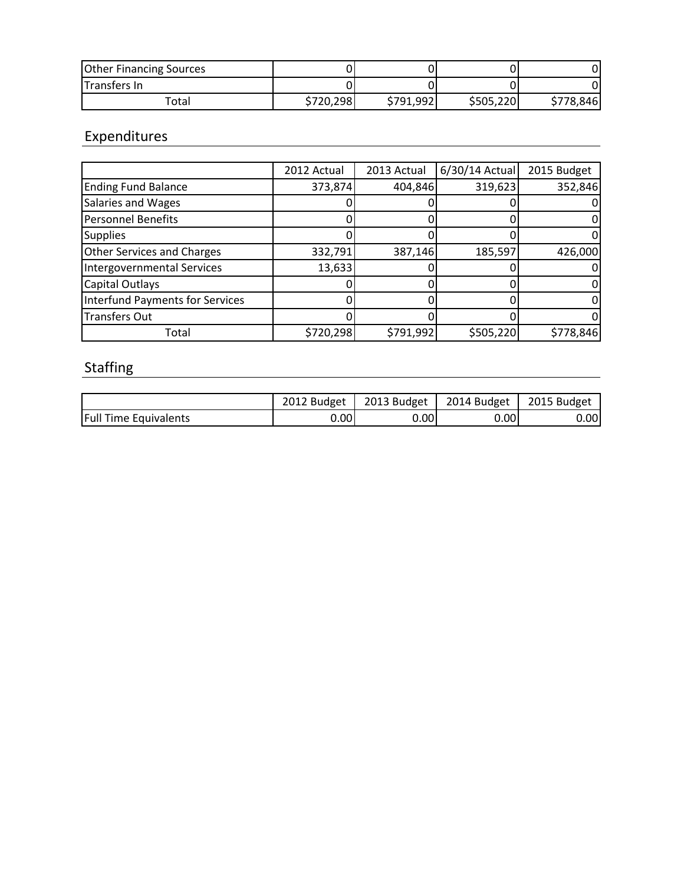| | | | | |
|---|---|---|---|---|
| Other Financing Sources | 0 | 0 | 0 | 0 |
| Transfers In | 0 | 0 | 0 | 0 |
| Total | $720,298 | $791,992 | $505,220 | $778,846 |

## Expenditures

| | 2012 Actual | 2013 Actual | 6/30/14 Actual | 2015 Budget |
|---|---|---|---|---|
| Ending Fund Balance | 373,874 | 404,846 | 319,623 | 352,846 |
| Salaries and Wages | 0 | 0 | 0 | 0 |
| Personnel Benefits | 0 | 0 | 0 | 0 |
| Supplies | 0 | 0 | 0 | 0 |
| Other Services and Charges | 332,791 | 387,146 | 185,597 | 426,000 |
| Intergovernmental Services | 13,633 | 0 | 0 | 0 |
| Capital Outlays | 0 | 0 | 0 | 0 |
| Interfund Payments for Services | 0 | 0 | 0 | 0 |
| Transfers Out | 0 | 0 | 0 | 0 |
| Total | $720,298 | $791,992 | $505,220 | $778,846 |

## Staffing

| | 2012 Budget | 2013 Budget | 2014 Budget | 2015 Budget |
|---|---|---|---|---|
| Full Time Equivalents | 0.00 | 0.00 | 0.00 | 0.00 |